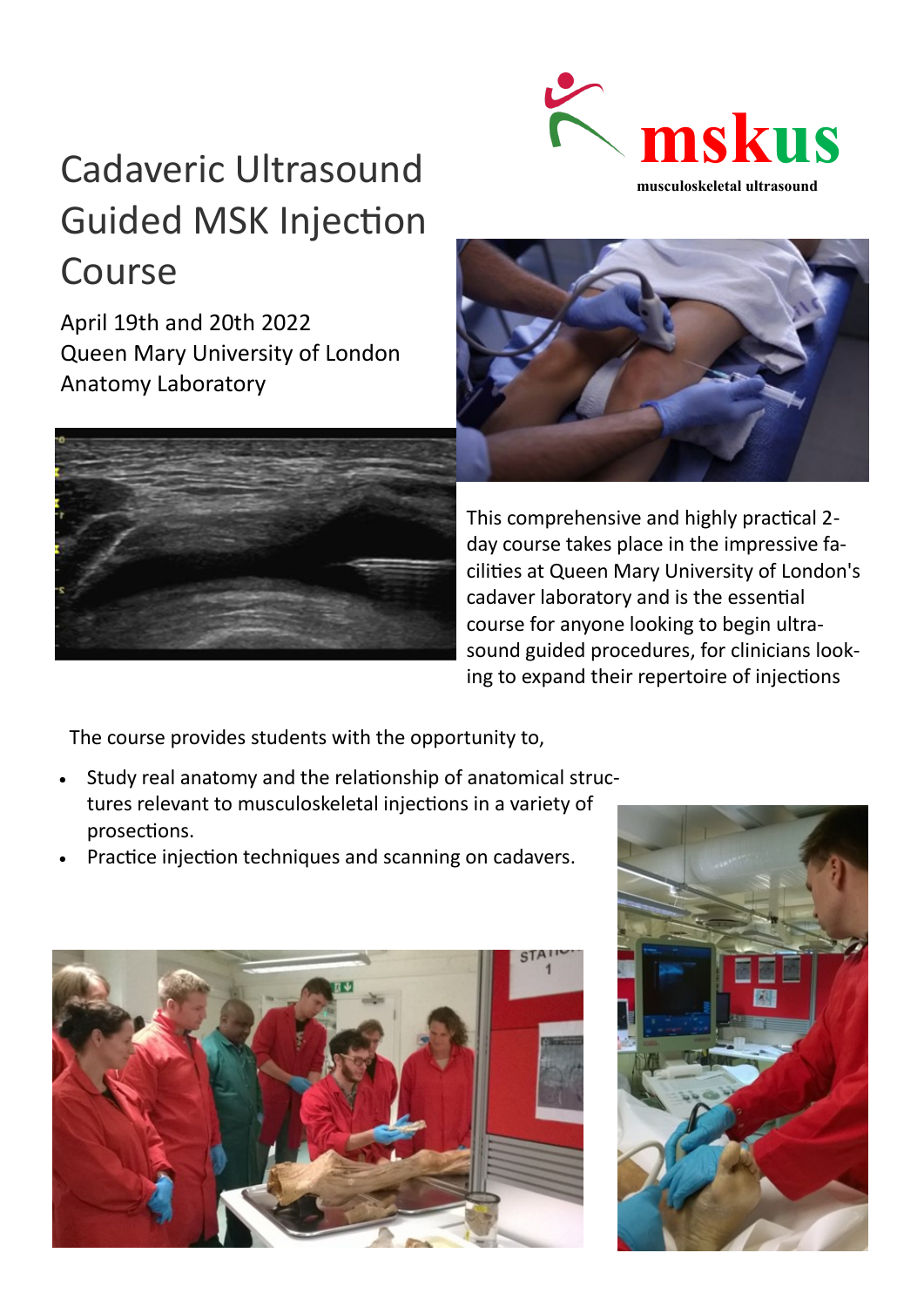mskus

musculoskeletal ultrasound

# Cadaveric Ultrasound Guided MSK Injection Course

April 19th and 20th 2022
Queen Mary University of London
Anatomy Laboratory

This comprehensive and highly practical 2-day course takes place in the impressive facilities at Queen Mary University of London's cadaver laboratory and is the essential course for anyone looking to begin ultrasound guided procedures, for clinicians looking to expand their repertoire of injections

The course provides students with the opportunity to,

- Study real anatomy and the relationship of anatomical structures relevant to musculoskeletal injections in a variety of prosections.
- Practice injection techniques and scanning on cadavers.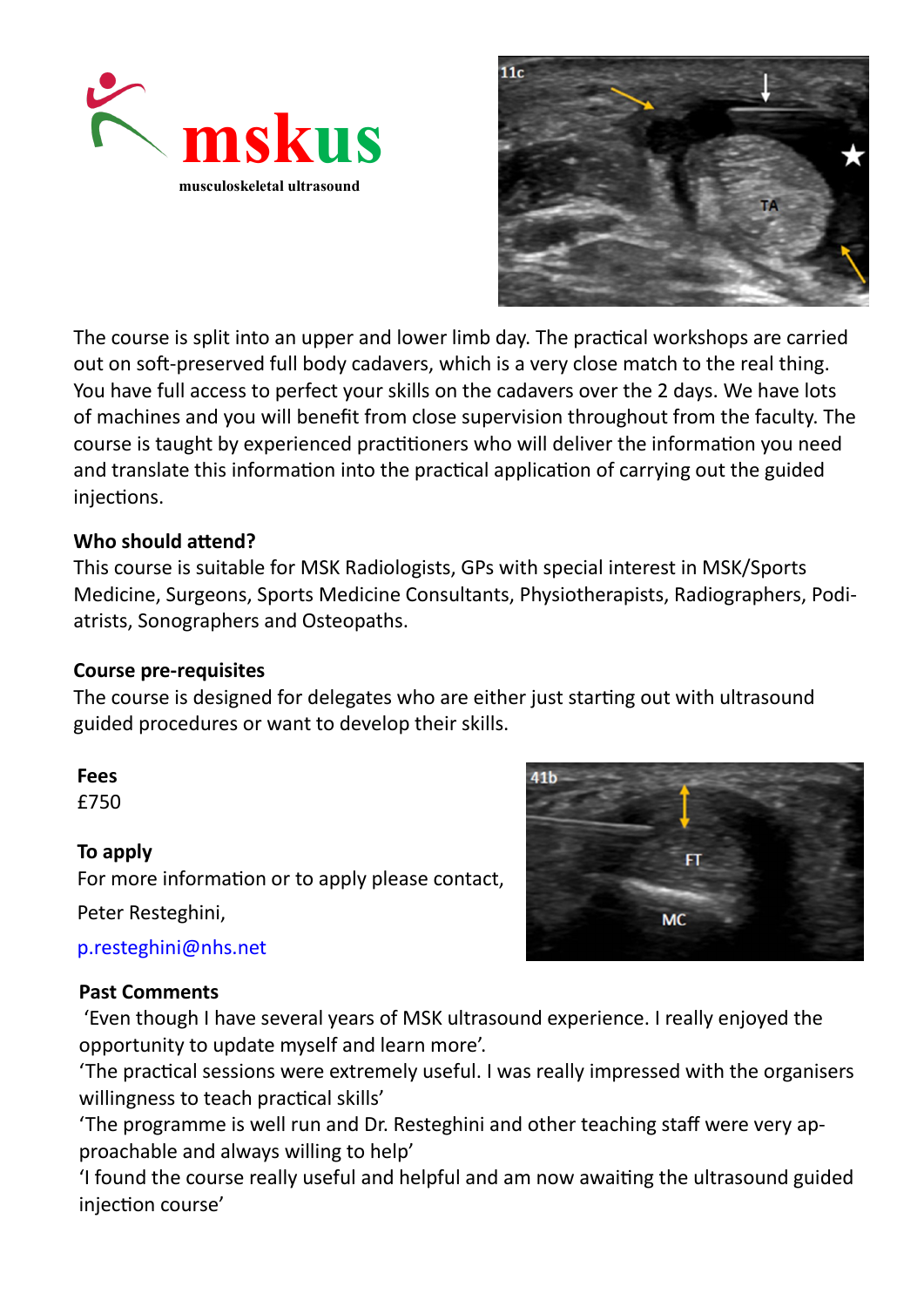mskus

musculoskeletal ultrasound

11c

TA

The course is split into an upper and lower limb day. The practical workshops are carried out on soft-preserved full body cadavers, which is a very close match to the real thing. You have full access to perfect your skills on the cadavers over the 2 days. We have lots of machines and you will benefit from close supervision throughout from the faculty. The course is taught by experienced practitioners who will deliver the information you need and translate this information into the practical application of carrying out the guided injections.

**Who should attend?**

This course is suitable for MSK Radiologists, GPs with special interest in MSK/Sports Medicine, Surgeons, Sports Medicine Consultants, Physiotherapists, Radiographers, Podiatrists, Sonographers and Osteopaths.

**Course pre-requisites**

The course is designed for delegates who are either just starting out with ultrasound guided procedures or want to develop their skills.

**Fees**

£750

**To apply**

For more information or to apply please contact,

Peter Resteghini,

p.resteghini@nhs.net

41b

FT

MC

**Past Comments**

'Even though I have several years of MSK ultrasound experience. I really enjoyed the opportunity to update myself and learn more'.

'The practical sessions were extremely useful. I was really impressed with the organisers willingness to teach practical skills'

'The programme is well run and Dr. Resteghini and other teaching staff were very approachable and always willing to help'

'I found the course really useful and helpful and am now awaiting the ultrasound guided injection course'